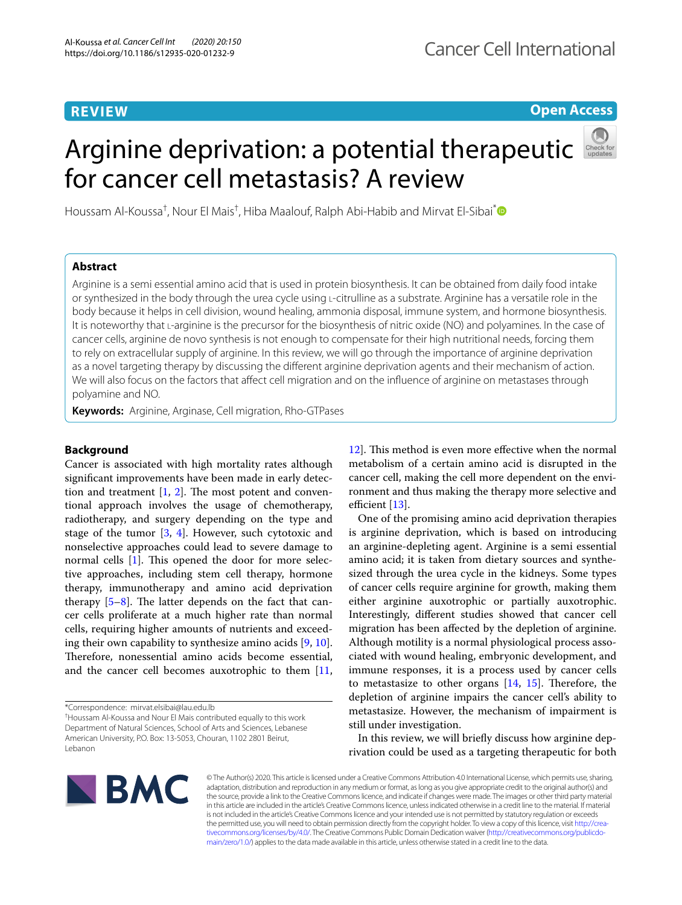REVIEW

Open Access

# Arginine deprivation: a potential therapeutic for cancer cell metastasis? A review

Houssam Al-Koussa[†], Nour El Mais[†], Hiba Maalouf, Ralph Abi-Habib and Mirvat El-Sibai[*]

## Abstract

Arginine is a semi essential amino acid that is used in protein biosynthesis. It can be obtained from daily food intake or synthesized in the body through the urea cycle using L-citrulline as a substrate. Arginine has a versatile role in the body because it helps in cell division, wound healing, ammonia disposal, immune system, and hormone biosynthesis. It is noteworthy that L-arginine is the precursor for the biosynthesis of nitric oxide (NO) and polyamines. In the case of cancer cells, arginine de novo synthesis is not enough to compensate for their high nutritional needs, forcing them to rely on extracellular supply of arginine. In this review, we will go through the importance of arginine deprivation as a novel targeting therapy by discussing the different arginine deprivation agents and their mechanism of action. We will also focus on the factors that affect cell migration and on the influence of arginine on metastases through polyamine and NO.

**Keywords:** Arginine, Arginase, Cell migration, Rho-GTPases

## Background

Cancer is associated with high mortality rates although significant improvements have been made in early detection and treatment [1, 2]. The most potent and conventional approach involves the usage of chemotherapy, radiotherapy, and surgery depending on the type and stage of the tumor [3, 4]. However, such cytotoxic and nonselective approaches could lead to severe damage to normal cells [1]. This opened the door for more selective approaches, including stem cell therapy, hormone therapy, immunotherapy and amino acid deprivation therapy [5–8]. The latter depends on the fact that cancer cells proliferate at a much higher rate than normal cells, requiring higher amounts of nutrients and exceeding their own capability to synthesize amino acids [9, 10]. Therefore, nonessential amino acids become essential, and the cancer cell becomes auxotrophic to them [11, 12]. This method is even more effective when the normal metabolism of a certain amino acid is disrupted in the cancer cell, making the cell more dependent on the environment and thus making the therapy more selective and efficient [13].

One of the promising amino acid deprivation therapies is arginine deprivation, which is based on introducing an arginine-depleting agent. Arginine is a semi essential amino acid; it is taken from dietary sources and synthesized through the urea cycle in the kidneys. Some types of cancer cells require arginine for growth, making them either arginine auxotrophic or partially auxotrophic. Interestingly, different studies showed that cancer cell migration has been affected by the depletion of arginine. Although motility is a normal physiological process associated with wound healing, embryonic development, and immune responses, it is a process used by cancer cells to metastasize to other organs [14, 15]. Therefore, the depletion of arginine impairs the cancer cell's ability to metastasize. However, the mechanism of impairment is still under investigation.

In this review, we will briefly discuss how arginine deprivation could be used as a targeting therapeutic for both

*Correspondence: mirvat.elsibai@lau.edu.lb

[†]Houssam Al-Koussa and Nour El Mais contributed equally to this work

Department of Natural Sciences, School of Arts and Sciences, Lebanese American University, P.O. Box: 13-5053, Chouran, 1102 2801 Beirut, Lebanon

© The Author(s) 2020. This article is licensed under a Creative Commons Attribution 4.0 International License, which permits use, sharing, adaptation, distribution and reproduction in any medium or format, as long as you give appropriate credit to the original author(s) and the source, provide a link to the Creative Commons licence, and indicate if changes were made. The images or other third party material in this article are included in the article's Creative Commons licence, unless indicated otherwise in a credit line to the material. If material is not included in the article's Creative Commons licence and your intended use is not permitted by statutory regulation or exceeds the permitted use, you will need to obtain permission directly from the copyright holder. To view a copy of this licence, visit http://creativecommons.org/licenses/by/4.0/. The Creative Commons Public Domain Dedication waiver (http://creativecommons.org/publicdomain/zero/1.0/) applies to the data made available in this article, unless otherwise stated in a credit line to the data.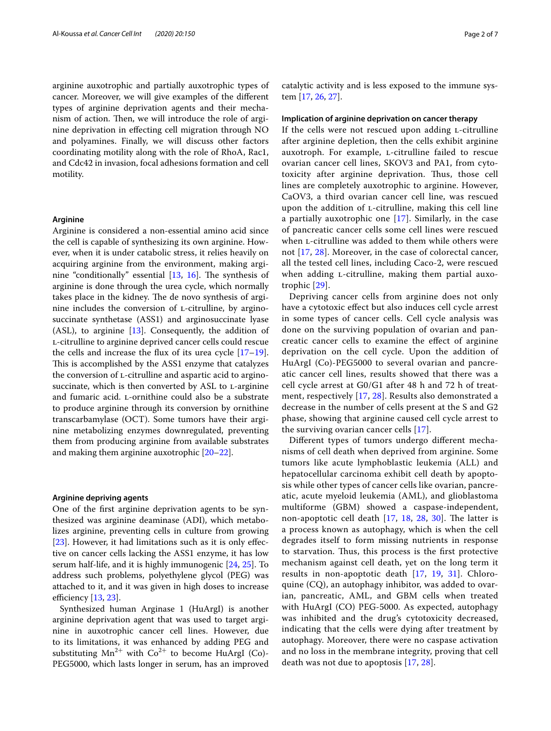arginine auxotrophic and partially auxotrophic types of cancer. Moreover, we will give examples of the different types of arginine deprivation agents and their mechanism of action. Then, we will introduce the role of arginine deprivation in effecting cell migration through NO and polyamines. Finally, we will discuss other factors coordinating motility along with the role of RhoA, Rac1, and Cdc42 in invasion, focal adhesions formation and cell motility.

## Arginine

Arginine is considered a non-essential amino acid since the cell is capable of synthesizing its own arginine. However, when it is under catabolic stress, it relies heavily on acquiring arginine from the environment, making arginine "conditionally" essential [13, 16]. The synthesis of arginine is done through the urea cycle, which normally takes place in the kidney. The de novo synthesis of arginine includes the conversion of L-citrulline, by argino-succinate synthetase (ASS1) and arginosuccinate lyase (ASL), to arginine [13]. Consequently, the addition of L-citrulline to arginine deprived cancer cells could rescue the cells and increase the flux of its urea cycle [17–19]. This is accomplished by the ASS1 enzyme that catalyzes the conversion of L-citrulline and aspartic acid to arginosuccinate, which is then converted by ASL to L-arginine and fumaric acid. L-ornithine could also be a substrate to produce arginine through its conversion by ornithine transcarbamylase (OCT). Some tumors have their arginine metabolizing enzymes downregulated, preventing them from producing arginine from available substrates and making them arginine auxotrophic [20–22].

## Arginine depriving agents

One of the first arginine deprivation agents to be synthesized was arginine deaminase (ADI), which metabolizes arginine, preventing cells in culture from growing [23]. However, it had limitations such as it is only effective on cancer cells lacking the ASS1 enzyme, it has low serum half-life, and it is highly immunogenic [24, 25]. To address such problems, polyethylene glycol (PEG) was attached to it, and it was given in high doses to increase efficiency [13, 23].

Synthesized human Arginase 1 (HuArgI) is another arginine deprivation agent that was used to target arginine in auxotrophic cancer cell lines. However, due to its limitations, it was enhanced by adding PEG and substituting $Mn^{2+}$ with $Co^{2+}$ to become HuArgI (Co)-PEG5000, which lasts longer in serum, has an improved catalytic activity and is less exposed to the immune system [17, 26, 27].

## Implication of arginine deprivation on cancer therapy

If the cells were not rescued upon adding L-citrulline after arginine depletion, then the cells exhibit arginine auxotroph. For example, L-citrulline failed to rescue ovarian cancer cell lines, SKOV3 and PA1, from cytotoxicity after arginine deprivation. Thus, those cell lines are completely auxotrophic to arginine. However, CaOV3, a third ovarian cancer cell line, was rescued upon the addition of L-citrulline, making this cell line a partially auxotrophic one [17]. Similarly, in the case of pancreatic cancer cells some cell lines were rescued when L-citrulline was added to them while others were not [17, 28]. Moreover, in the case of colorectal cancer, all the tested cell lines, including Caco-2, were rescued when adding L-citrulline, making them partial auxotrophic [29].

Depriving cancer cells from arginine does not only have a cytotoxic effect but also induces cell cycle arrest in some types of cancer cells. Cell cycle analysis was done on the surviving population of ovarian and pancreatic cancer cells to examine the effect of arginine deprivation on the cell cycle. Upon the addition of HuArgI (Co)-PEG5000 to several ovarian and pancreatic cancer cell lines, results showed that there was a cell cycle arrest at G0/G1 after 48 h and 72 h of treatment, respectively [17, 28]. Results also demonstrated a decrease in the number of cells present at the S and G2 phase, showing that arginine caused cell cycle arrest to the surviving ovarian cancer cells [17].

Different types of tumors undergo different mechanisms of cell death when deprived from arginine. Some tumors like acute lymphoblastic leukemia (ALL) and hepatocellular carcinoma exhibit cell death by apoptosis while other types of cancer cells like ovarian, pancreatic, acute myeloid leukemia (AML), and glioblastoma multiforme (GBM) showed a caspase-independent, non-apoptotic cell death [17, 18, 28, 30]. The latter is a process known as autophagy, which is when the cell degrades itself to form missing nutrients in response to starvation. Thus, this process is the first protective mechanism against cell death, yet on the long term it results in non-apoptotic death [17, 19, 31]. Chloroquine (CQ), an autophagy inhibitor, was added to ovarian, pancreatic, AML, and GBM cells when treated with HuArgI (CO) PEG-5000. As expected, autophagy was inhibited and the drug's cytotoxicity decreased, indicating that the cells were dying after treatment by autophagy. Moreover, there were no caspase activation and no loss in the membrane integrity, proving that cell death was not due to apoptosis [17, 28].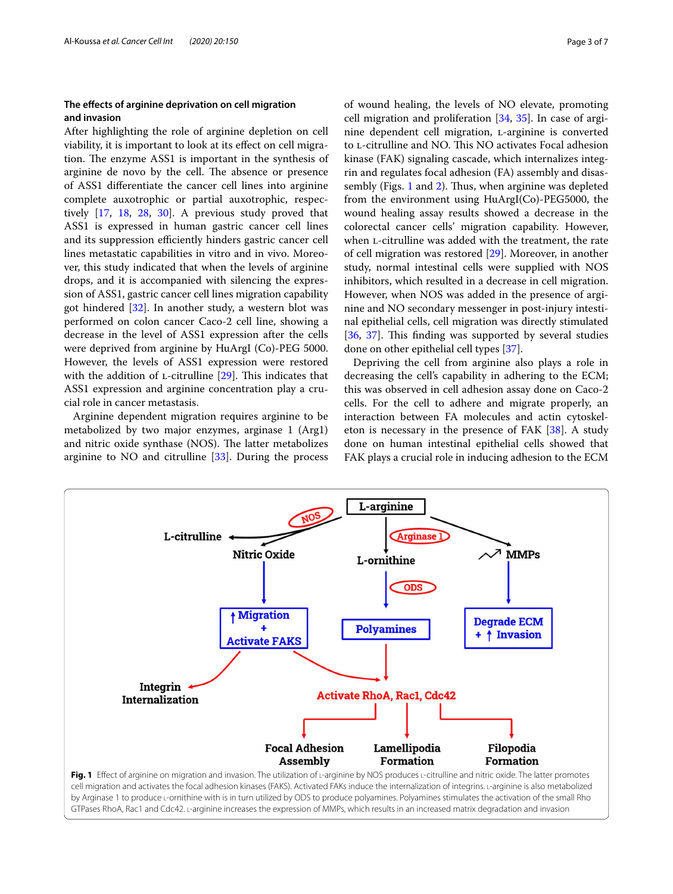### The effects of arginine deprivation on cell migration and invasion

After highlighting the role of arginine depletion on cell viability, it is important to look at its effect on cell migration. The enzyme ASS1 is important in the synthesis of arginine de novo by the cell. The absence or presence of ASS1 differentiate the cancer cell lines into arginine complete auxotrophic or partial auxotrophic, respectively [17, 18, 28, 30]. A previous study proved that ASS1 is expressed in human gastric cancer cell lines and its suppression efficiently hinders gastric cancer cell lines metastatic capabilities in vitro and in vivo. Moreover, this study indicated that when the levels of arginine drops, and it is accompanied with silencing the expression of ASS1, gastric cancer cell lines migration capability got hindered [32]. In another study, a western blot was performed on colon cancer Caco-2 cell line, showing a decrease in the level of ASS1 expression after the cells were deprived from arginine by HuArgI (Co)-PEG 5000. However, the levels of ASS1 expression were restored with the addition of L-citrulline [29]. This indicates that ASS1 expression and arginine concentration play a crucial role in cancer metastasis.

Arginine dependent migration requires arginine to be metabolized by two major enzymes, arginase 1 (Arg1) and nitric oxide synthase (NOS). The latter metabolizes arginine to NO and citrulline [33]. During the process of wound healing, the levels of NO elevate, promoting cell migration and proliferation [34, 35]. In case of arginine dependent cell migration, L-arginine is converted to L-citrulline and NO. This NO activates Focal adhesion kinase (FAK) signaling cascade, which internalizes integrin and regulates focal adhesion (FA) assembly and disassembly (Figs. 1 and 2). Thus, when arginine was depleted from the environment using HuArgI(Co)-PEG5000, the wound healing assay results showed a decrease in the colorectal cancer cells' migration capability. However, when L-citrulline was added with the treatment, the rate of cell migration was restored [29]. Moreover, in another study, normal intestinal cells were supplied with NOS inhibitors, which resulted in a decrease in cell migration. However, when NOS was added in the presence of arginine and NO secondary messenger in post-injury intestinal epithelial cells, cell migration was directly stimulated [36, 37]. This finding was supported by several studies done on other epithelial cell types [37].

Depriving the cell from arginine also plays a role in decreasing the cell's capability in adhering to the ECM; this was observed in cell adhesion assay done on Caco-2 cells. For the cell to adhere and migrate properly, an interaction between FA molecules and actin cytoskeleton is necessary in the presence of FAK [38]. A study done on human intestinal epithelial cells showed that FAK plays a crucial role in inducing adhesion to the ECM

**Fig. 1** Effect of arginine on migration and invasion. The utilization of L-arginine by NOS produces L-citrulline and nitric oxide. The latter promotes cell migration and activates the focal adhesion kinases (FAKS). Activated FAKs induce the internalization of integrins. L-arginine is also metabolized by Arginase 1 to produce L-ornithine with is in turn utilized by ODS to produce polyamines. Polyamines stimulates the activation of the small Rho GTPases RhoA, Rac1 and Cdc42. L-arginine increases the expression of MMPs, which results in an increased matrix degradation and invasion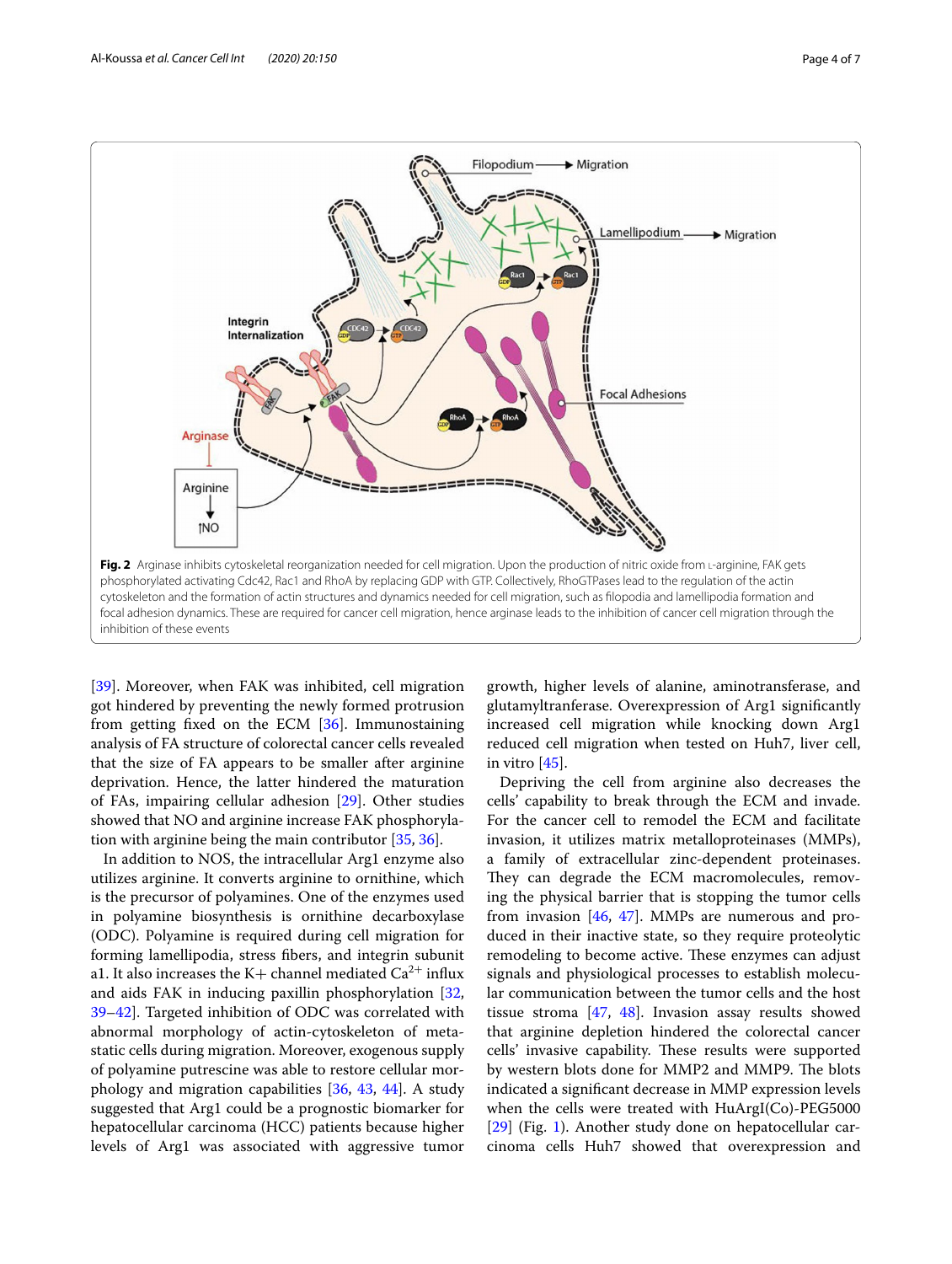**Fig. 2** Arginase inhibits cytoskeletal reorganization needed for cell migration. Upon the production of nitric oxide from L-arginine, FAK gets phosphorylated activating Cdc42, Rac1 and RhoA by replacing GDP with GTP. Collectively, RhoGTPases lead to the regulation of the actin cytoskeleton and the formation of actin structures and dynamics needed for cell migration, such as filopodia and lamellipodia formation and focal adhesion dynamics. These are required for cancer cell migration, hence arginase leads to the inhibition of cancer cell migration through the inhibition of these events

[39]. Moreover, when FAK was inhibited, cell migration got hindered by preventing the newly formed protrusion from getting fixed on the ECM [36]. Immunostaining analysis of FA structure of colorectal cancer cells revealed that the size of FA appears to be smaller after arginine deprivation. Hence, the latter hindered the maturation of FAs, impairing cellular adhesion [29]. Other studies showed that NO and arginine increase FAK phosphorylation with arginine being the main contributor [35, 36].

In addition to NOS, the intracellular Arg1 enzyme also utilizes arginine. It converts arginine to ornithine, which is the precursor of polyamines. One of the enzymes used in polyamine biosynthesis is ornithine decarboxylase (ODC). Polyamine is required during cell migration for forming lamellipodia, stress fibers, and integrin subunit a1. It also increases the K+ channel mediated $Ca^{2+}$ influx and aids FAK in inducing paxillin phosphorylation [32, 39–42]. Targeted inhibition of ODC was correlated with abnormal morphology of actin-cytoskeleton of metastatic cells during migration. Moreover, exogenous supply of polyamine putrescine was able to restore cellular morphology and migration capabilities [36, 43, 44]. A study suggested that Arg1 could be a prognostic biomarker for hepatocellular carcinoma (HCC) patients because higher levels of Arg1 was associated with aggressive tumor growth, higher levels of alanine, aminotransferase, and glutamyltranferase. Overexpression of Arg1 significantly increased cell migration while knocking down Arg1 reduced cell migration when tested on Huh7, liver cell, in vitro [45].

Depriving the cell from arginine also decreases the cells' capability to break through the ECM and invade. For the cancer cell to remodel the ECM and facilitate invasion, it utilizes matrix metalloproteinases (MMPs), a family of extracellular zinc-dependent proteinases. They can degrade the ECM macromolecules, removing the physical barrier that is stopping the tumor cells from invasion [46, 47]. MMPs are numerous and produced in their inactive state, so they require proteolytic remodeling to become active. These enzymes can adjust signals and physiological processes to establish molecular communication between the tumor cells and the host tissue stroma [47, 48]. Invasion assay results showed that arginine depletion hindered the colorectal cancer cells' invasive capability. These results were supported by western blots done for MMP2 and MMP9. The blots indicated a significant decrease in MMP expression levels when the cells were treated with HuArgI(Co)-PEG5000 [29] (Fig. 1). Another study done on hepatocellular carcinoma cells Huh7 showed that overexpression and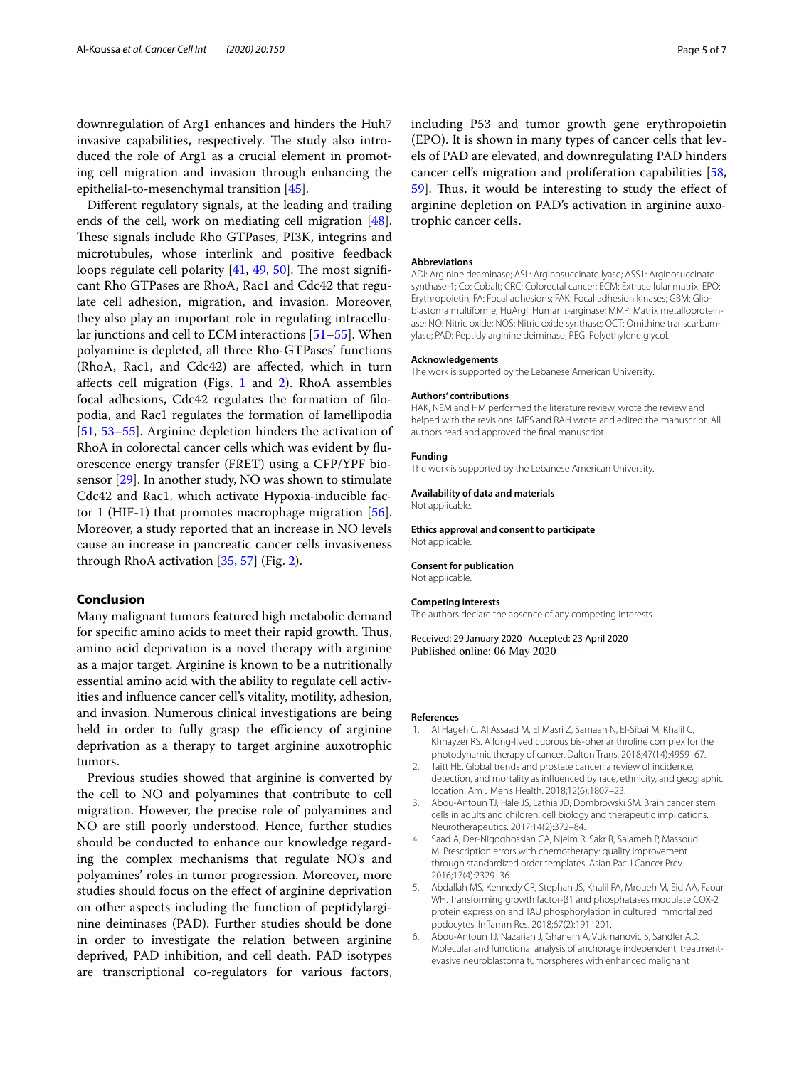downregulation of Arg1 enhances and hinders the Huh7 invasive capabilities, respectively. The study also introduced the role of Arg1 as a crucial element in promoting cell migration and invasion through enhancing the epithelial-to-mesenchymal transition [45].

Different regulatory signals, at the leading and trailing ends of the cell, work on mediating cell migration [48]. These signals include Rho GTPases, PI3K, integrins and microtubules, whose interlink and positive feedback loops regulate cell polarity [41, 49, 50]. The most significant Rho GTPases are RhoA, Rac1 and Cdc42 that regulate cell adhesion, migration, and invasion. Moreover, they also play an important role in regulating intracellular junctions and cell to ECM interactions [51–55]. When polyamine is depleted, all three Rho-GTPases' functions (RhoA, Rac1, and Cdc42) are affected, which in turn affects cell migration (Figs. 1 and 2). RhoA assembles focal adhesions, Cdc42 regulates the formation of filopodia, and Rac1 regulates the formation of lamellipodia [51, 53–55]. Arginine depletion hinders the activation of RhoA in colorectal cancer cells which was evident by fluorescence energy transfer (FRET) using a CFP/YPF biosensor [29]. In another study, NO was shown to stimulate Cdc42 and Rac1, which activate Hypoxia-inducible factor 1 (HIF-1) that promotes macrophage migration [56]. Moreover, a study reported that an increase in NO levels cause an increase in pancreatic cancer cells invasiveness through RhoA activation [35, 57] (Fig. 2).

## Conclusion

Many malignant tumors featured high metabolic demand for specific amino acids to meet their rapid growth. Thus, amino acid deprivation is a novel therapy with arginine as a major target. Arginine is known to be a nutritionally essential amino acid with the ability to regulate cell activities and influence cancer cell's vitality, motility, adhesion, and invasion. Numerous clinical investigations are being held in order to fully grasp the efficiency of arginine deprivation as a therapy to target arginine auxotrophic tumors.

Previous studies showed that arginine is converted by the cell to NO and polyamines that contribute to cell migration. However, the precise role of polyamines and NO are still poorly understood. Hence, further studies should be conducted to enhance our knowledge regarding the complex mechanisms that regulate NO's and polyamines' roles in tumor progression. Moreover, more studies should focus on the effect of arginine deprivation on other aspects including the function of peptidylarginine deiminases (PAD). Further studies should be done in order to investigate the relation between arginine deprived, PAD inhibition, and cell death. PAD isotypes are transcriptional co-regulators for various factors, including P53 and tumor growth gene erythropoietin (EPO). It is shown in many types of cancer cells that levels of PAD are elevated, and downregulating PAD hinders cancer cell's migration and proliferation capabilities [58, 59]. Thus, it would be interesting to study the effect of arginine depletion on PAD's activation in arginine auxotrophic cancer cells.

#### Abbreviations

ADI: Arginine deaminase; ASL: Arginosuccinate lyase; ASS1: Arginosuccinate synthase-1; Co: Cobalt; CRC: Colorectal cancer; ECM: Extracellular matrix; EPO: Erythropoietin; FA: Focal adhesions; FAK: Focal adhesion kinases; GBM: Glioblastoma multiforme; HuArgI: Human L-arginase; MMP: Matrix metalloproteinase; NO: Nitric oxide; NOS: Nitric oxide synthase; OCT: Ornithine transcarbamylase; PAD: Peptidylarginine deiminase; PEG: Polyethylene glycol.

#### Acknowledgements

The work is supported by the Lebanese American University.

#### Authors' contributions

HAK, NEM and HM performed the literature review, wrote the review and helped with the revisions. MES and RAH wrote and edited the manuscript. All authors read and approved the final manuscript.

#### Funding

The work is supported by the Lebanese American University.

#### Availability of data and materials

Not applicable.

#### Ethics approval and consent to participate

Not applicable.

#### Consent for publication

Not applicable.

#### Competing interests

The authors declare the absence of any competing interests.

Received: 29 January 2020 Accepted: 23 April 2020
Published online: 06 May 2020

#### References

1. Al Hageh C, Al Assaad M, El Masri Z, Samaan N, El-Sibai M, Khalil C, Khnayzer RS. A long-lived cuprous bis-phenanthroline complex for the photodynamic therapy of cancer. Dalton Trans. 2018;47(14):4959–67.
2. Taitt HE. Global trends and prostate cancer: a review of incidence, detection, and mortality as influenced by race, ethnicity, and geographic location. Am J Men's Health. 2018;12(6):1807–23.
3. Abou-Antoun TJ, Hale JS, Lathia JD, Dombrowski SM. Brain cancer stem cells in adults and children: cell biology and therapeutic implications. Neurotherapeutics. 2017;14(2):372–84.
4. Saad A, Der-Nigoghossian CA, Njeim R, Sakr R, Salameh P, Massoud M. Prescription errors with chemotherapy: quality improvement through standardized order templates. Asian Pac J Cancer Prev. 2016;17(4):2329–36.
5. Abdallah MS, Kennedy CR, Stephan JS, Khalil PA, Mroueh M, Eid AA, Faour WH. Transforming growth factor-β1 and phosphatases modulate COX-2 protein expression and TAU phosphorylation in cultured immortalized podocytes. Inflamm Res. 2018;67(2):191–201.
6. Abou-Antoun TJ, Nazarian J, Ghanem A, Vukmanovic S, Sandler AD. Molecular and functional analysis of anchorage independent, treatment-evasive neuroblastoma tumorspheres with enhanced malignant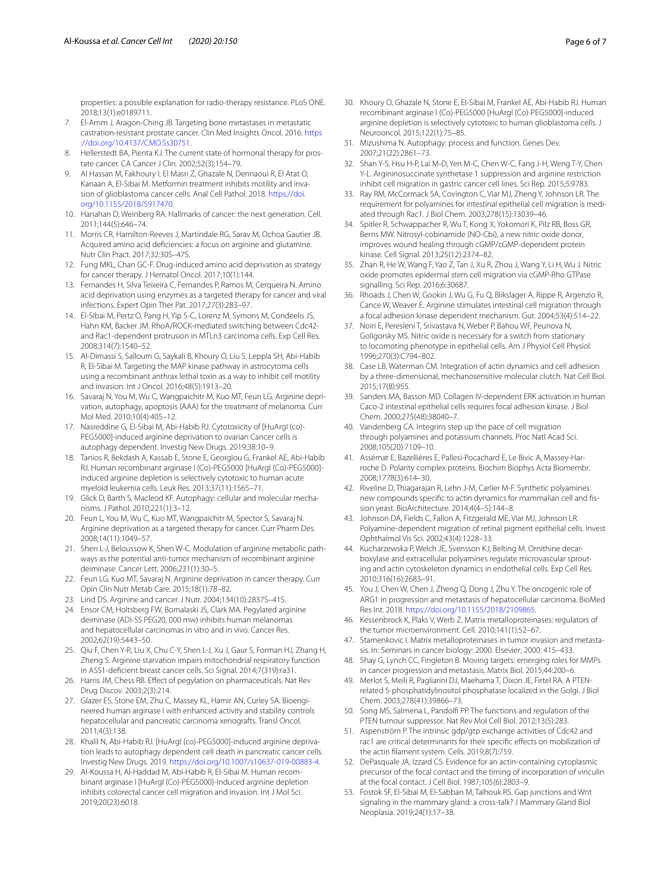properties: a possible explanation for radio-therapy resistance. PLoS ONE. 2018;13(1):e0189711.

7. El-Amm J, Aragon-Ching JB. Targeting bone metastases in metastatic castration-resistant prostate cancer. Clin Med Insights Oncol. 2016. https://doi.org/10.4137/CMO.Ss30751.
8. Hellerstedt BA, Pienta KJ. The current state of hormonal therapy for prostate cancer. CA Cancer J Clin. 2002;52(3):154–79.
9. Al Hassan M, Fakhoury I, El Masri Z, Ghazale N, Dennaoui R, El Atat O, Kanaan A, El-Sibai M. Metformin treatment inhibits motility and invasion of glioblastoma cancer cells. Anal Cell Pathol. 2018. https://doi.org/10.1155/2018/5917470.
10. Hanahan D, Weinberg RA. Hallmarks of cancer: the next generation. Cell. 2011;144(5):646–74.
11. Morris CR, Hamilton-Reeves J, Martindale RG, Sarav M, Ochoa Gautier JB. Acquired amino acid deficiencies: a focus on arginine and glutamine. Nutr Clin Pract. 2017;32:30S–47S.
12. Fung MKL, Chan GC-F. Drug-induced amino acid deprivation as strategy for cancer therapy. J Hematol Oncol. 2017;10(1):144.
13. Fernandes H, Silva Teixeira C, Fernandes P, Ramos M, Cerqueira N. Amino acid deprivation using enzymes as a targeted therapy for cancer and viral infections. Expert Opin Ther Pat. 2017;27(3):283–97.
14. El-Sibai M, Pertz O, Pang H, Yip S-C, Lorenz M, Symons M, Condeelis JS, Hahn KM, Backer JM. RhoA/ROCK-mediated switching between Cdc42- and Rac1-dependent protrusion in MTLn3 carcinoma cells. Exp Cell Res. 2008;314(7):1540–52.
15. Al-Dimassi S, Salloum G, Saykali B, Khoury O, Liu S, Leppla SH, Abi-Habib R, El-Sibai M. Targeting the MAP kinase pathway in astrocytoma cells using a recombinant anthrax lethal toxin as a way to inhibit cell motility and invasion. Int J Oncol. 2016;48(5):1913–20.
16. Savaraj N, You M, Wu C, Wangpaichitr M, Kuo MT, Feun LG. Arginine deprivation, autophagy, apoptosis (AAA) for the treatment of melanoma. Curr Mol Med. 2010;10(4):405–12.
17. Nasreddine G, El-Sibai M, Abi-Habib RJ. Cytotoxicity of [HuArgI (co)-PEG5000]-induced arginine deprivation to ovarian Cancer cells is autophagy dependent. Investig New Drugs. 2019;38:10–9.
18. Tanios R, Bekdash A, Kassab E, Stone E, Georgiou G, Frankel AE, Abi-Habib RJ. Human recombinant arginase I (Co)-PEG5000 [HuArgI (Co)-PEG5000]-induced arginine depletion is selectively cytotoxic to human acute myeloid leukemia cells. Leuk Res. 2013;37(11):1565–71.
19. Glick D, Barth S, Macleod KF. Autophagy: cellular and molecular mechanisms. J Pathol. 2010;221(1):3–12.
20. Feun L, You M, Wu C, Kuo MT, Wangpaichitr M, Spector S, Savaraj N. Arginine deprivation as a targeted therapy for cancer. Curr Pharm Des. 2008;14(11):1049–57.
21. Shen L-J, Beloussow K, Shen W-C. Modulation of arginine metabolic pathways as the potential anti-tumor mechanism of recombinant arginine deiminase. Cancer Lett. 2006;231(1):30–5.
22. Feun LG, Kuo MT, Savaraj N. Arginine deprivation in cancer therapy. Curr Opin Clin Nutr Metab Care. 2015;18(1):78–82.
23. Lind DS. Arginine and cancer. J Nutr. 2004;134(10):2837S–41S.
24. Ensor CM, Holtsberg FW, Bomalaski JS, Clark MA. Pegylated arginine deiminase (ADI-SS PEG20, 000 mw) inhibits human melanomas and hepatocellular carcinomas in vitro and in vivo. Cancer Res. 2002;62(19):5443–50.
25. Qiu F, Chen Y-R, Liu X, Chu C-Y, Shen L-J, Xu J, Gaur S, Forman HJ, Zhang H, Zheng S. Arginine starvation impairs mitochondrial respiratory function in ASS1-deficient breast cancer cells. Sci Signal. 2014;7(319):ra31.
26. Harris JM, Chess RB. Effect of pegylation on pharmaceuticals. Nat Rev Drug Discov. 2003;2(3):214.
27. Glazer ES, Stone EM, Zhu C, Massey KL, Hamir AN, Curley SA. Bioengineered human arginase I with enhanced activity and stability controls hepatocellular and pancreatic carcinoma xenografts. Transl Oncol. 2011;4(3):138.
28. Khalil N, Abi-Habib RJ. [HuArgI (co)-PEG5000]-induced arginine deprivation leads to autophagy dependent cell death in pancreatic cancer cells. Investig New Drugs. 2019. https://doi.org/10.1007/s10637-019-00883-4.
29. Al-Koussa H, Al-Haddad M, Abi-Habib R, El-Sibai M. Human recombinant arginase I [HuArgI (Co)-PEG5000]-Induced arginine depletion inhibits colorectal cancer cell migration and invasion. Int J Mol Sci. 2019;20(23):6018.
30. Khoury O, Ghazale N, Stone E, El-Sibai M, Frankel AE, Abi-Habib RJ. Human recombinant arginase I (Co)-PEG5000 [HuArgI (Co)-PEG5000]-induced arginine depletion is selectively cytotoxic to human glioblastoma cells. J Neurooncol. 2015;122(1):75–85.
31. Mizushima N. Autophagy: process and function. Genes Dev. 2007;21(22):2861–73.
32. Shan Y-S, Hsu H-P, Lai M-D, Yen M-C, Chen W-C, Fang J-H, Weng T-Y, Chen Y-L. Argininosuccinate synthetase 1 suppression and arginine restriction inhibit cell migration in gastric cancer cell lines. Sci Rep. 2015;5:9783.
33. Ray RM, McCormack SA, Covington C, Viar MJ, Zheng Y, Johnson LR. The requirement for polyamines for intestinal epithelial cell migration is mediated through Rac1. J Biol Chem. 2003;278(15):13039–46.
34. Spitler R, Schwappacher R, Wu T, Kong X, Yokomori K, Pilz RB, Boss GR, Berns MW. Nitrosyl-cobinamide (NO-Cbi), a new nitric oxide donor, improves wound healing through cGMP/cGMP-dependent protein kinase. Cell Signal. 2013;25(12):2374–82.
35. Zhan R, He W, Wang F, Yao Z, Tan J, Xu R, Zhou J, Wang Y, Li H, Wu J. Nitric oxide promotes epidermal stem cell migration via cGMP-Rho GTPase signalling. Sci Rep. 2016;6:30687.
36. Rhoads J, Chen W, Gookin J, Wu G, Fu Q, Blikslager A, Rippe R, Argenzio R, Cance W, Weaver E. Arginine stimulates intestinal cell migration through a focal adhesion kinase dependent mechanism. Gut. 2004;53(4):514–22.
37. Noiri E, Peresleni T, Srivastava N, Weber P, Bahou WF, Peunova N, Goligorsky MS. Nitric oxide is necessary for a switch from stationary to locomoting phenotype in epithelial cells. Am J Physiol Cell Physiol. 1996;270(3):C794–802.
38. Case LB, Waterman CM. Integration of actin dynamics and cell adhesion by a three-dimensional, mechanosensitive molecular clutch. Nat Cell Biol. 2015;17(8):955.
39. Sanders MA, Basson MD. Collagen IV-dependent ERK activation in human Caco-2 intestinal epithelial cells requires focal adhesion kinase. J Biol Chem. 2000;275(48):38040–7.
40. Vandenberg CA. Integrins step up the pace of cell migration through polyamines and potassium channels. Proc Natl Acad Sci. 2008;105(20):7109–10.
41. Assémat E, Bazellières E, Pallesi-Pocachard E, Le Bivic A, Massey-Harroche D. Polarity complex proteins. Biochim Biophys Acta Biomembr. 2008;1778(3):614–30.
42. Riveline D, Thiagarajan R, Lehn J-M, Carlier M-F. Synthetic polyamines: new compounds specific to actin dynamics for mammalian cell and fission yeast. BioArchitecture. 2014;4(4–5):144–8.
43. Johnson DA, Fields C, Fallon A, Fitzgerald ME, Viar MJ, Johnson LR. Polyamine-dependent migration of retinal pigment epithelial cells. Invest Ophthalmol Vis Sci. 2002;43(4):1228–33.
44. Kucharzewska P, Welch JE, Svensson KJ, Belting M. Ornithine decarboxylase and extracellular polyamines regulate microvascular sprouting and actin cytoskeleton dynamics in endothelial cells. Exp Cell Res. 2010;316(16):2683–91.
45. You J, Chen W, Chen J, Zheng Q, Dong J, Zhu Y. The oncogenic role of ARG1 in progression and metastasis of hepatocellular carcinoma. BioMed Res Int. 2018. https://doi.org/10.1155/2018/2109865.
46. Kessenbrock K, Plaks V, Werb Z. Matrix metalloproteinases: regulators of the tumor microenvironment. Cell. 2010;141(1):52–67.
47. Stamenkovic I. Matrix metalloproteinases in tumor invasion and metastasis. In: Seminars in cancer biology: 2000. Elsevier; 2000: 415–433.
48. Shay G, Lynch CC, Fingleton B. Moving targets: emerging roles for MMPs in cancer progression and metastasis. Matrix Biol. 2015;44:200–6.
49. Merlot S, Meili R, Pagliarini DJ, Maehama T, Dixon JE, Firtel RA. A PTEN-related 5-phosphatidylinositol phosphatase localized in the Golgi. J Biol Chem. 2003;278(41):39866–73.
50. Song MS, Salmena L, Pandolfi PP. The functions and regulation of the PTEN tumour suppressor. Nat Rev Mol Cell Biol. 2012;13(5):283.
51. Aspenström P. The intrinsic gdp/gtp exchange activities of Cdc42 and rac1 are critical determinants for their specific effects on mobilization of the actin filament system. Cells. 2019;8(7):759.
52. DePasquale JA, Izzard CS. Evidence for an actin-containing cytoplasmic precursor of the focal contact and the timing of incorporation of vinculin at the focal contact. J Cell Biol. 1987;105(6):2803–9.
53. Fostok SF, El-Sibai M, El-Sabban M, Talhouk RS. Gap junctions and Wnt signaling in the mammary gland: a cross-talk? J Mammary Gland Biol Neoplasia. 2019;24(1):17–38.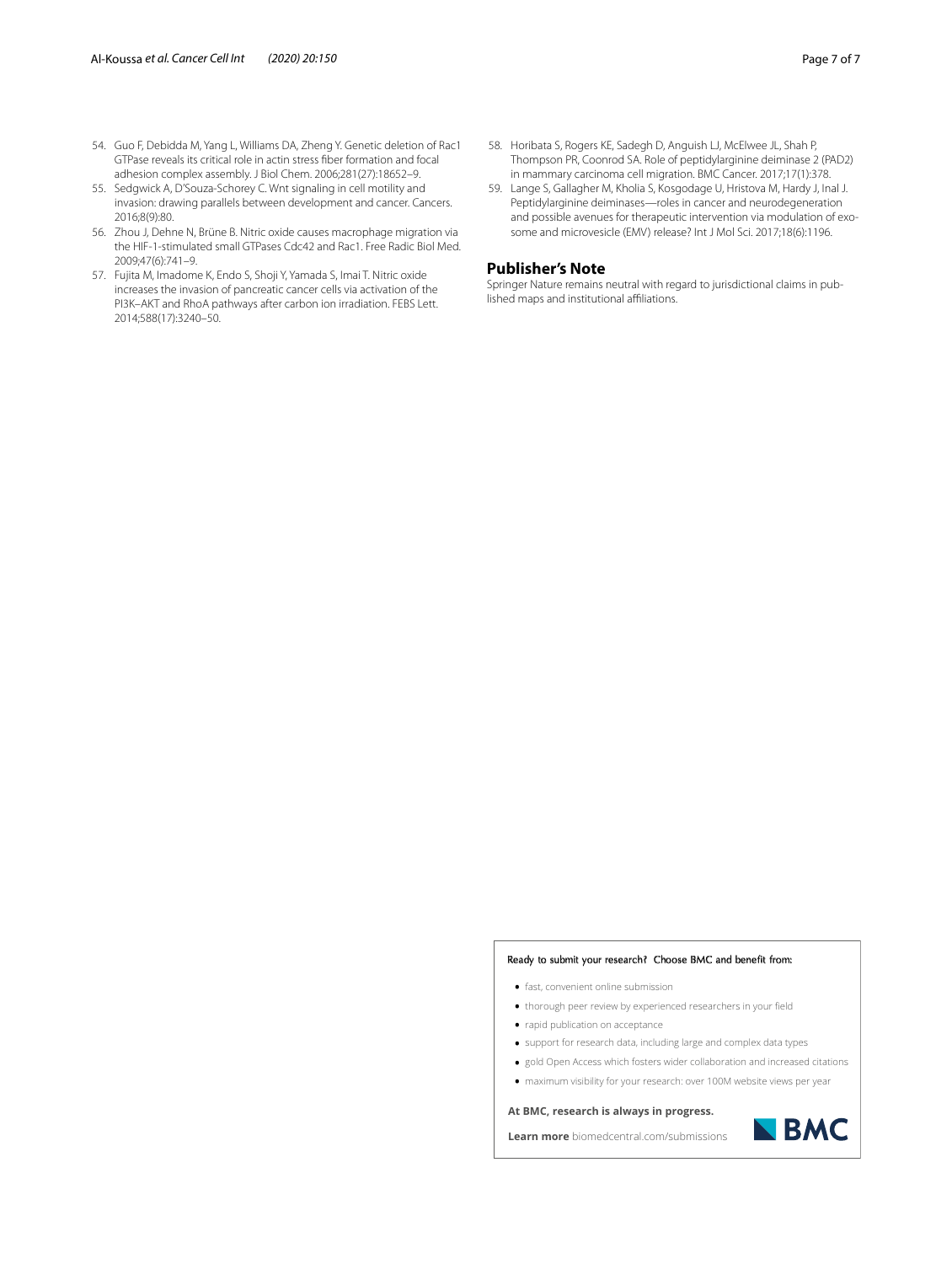54. Guo F, Debidda M, Yang L, Williams DA, Zheng Y. Genetic deletion of Rac1 GTPase reveals its critical role in actin stress fiber formation and focal adhesion complex assembly. J Biol Chem. 2006;281(27):18652–9.
55. Sedgwick A, D'Souza-Schorey C. Wnt signaling in cell motility and invasion: drawing parallels between development and cancer. Cancers. 2016;8(9):80.
56. Zhou J, Dehne N, Brüne B. Nitric oxide causes macrophage migration via the HIF-1-stimulated small GTPases Cdc42 and Rac1. Free Radic Biol Med. 2009;47(6):741–9.
57. Fujita M, Imadome K, Endo S, Shoji Y, Yamada S, Imai T. Nitric oxide increases the invasion of pancreatic cancer cells via activation of the PI3K–AKT and RhoA pathways after carbon ion irradiation. FEBS Lett. 2014;588(17):3240–50.
58. Horibata S, Rogers KE, Sadegh D, Anguish LJ, McElwee JL, Shah P, Thompson PR, Coonrod SA. Role of peptidylarginine deiminase 2 (PAD2) in mammary carcinoma cell migration. BMC Cancer. 2017;17(1):378.
59. Lange S, Gallagher M, Kholia S, Kosgodage U, Hristova M, Hardy J, Inal J. Peptidylarginine deiminases—roles in cancer and neurodegeneration and possible avenues for therapeutic intervention via modulation of exosome and microvesicle (EMV) release? Int J Mol Sci. 2017;18(6):1196.

## Publisher's Note

Springer Nature remains neutral with regard to jurisdictional claims in published maps and institutional affiliations.

Ready to submit your research? Choose BMC and benefit from:

- fast, convenient online submission
- thorough peer review by experienced researchers in your field
- rapid publication on acceptance
- support for research data, including large and complex data types
- gold Open Access which fosters wider collaboration and increased citations
- maximum visibility for your research: over 100M website views per year

**At BMC, research is always in progress.**

**Learn more** biomedcentral.com/submissions

BMC